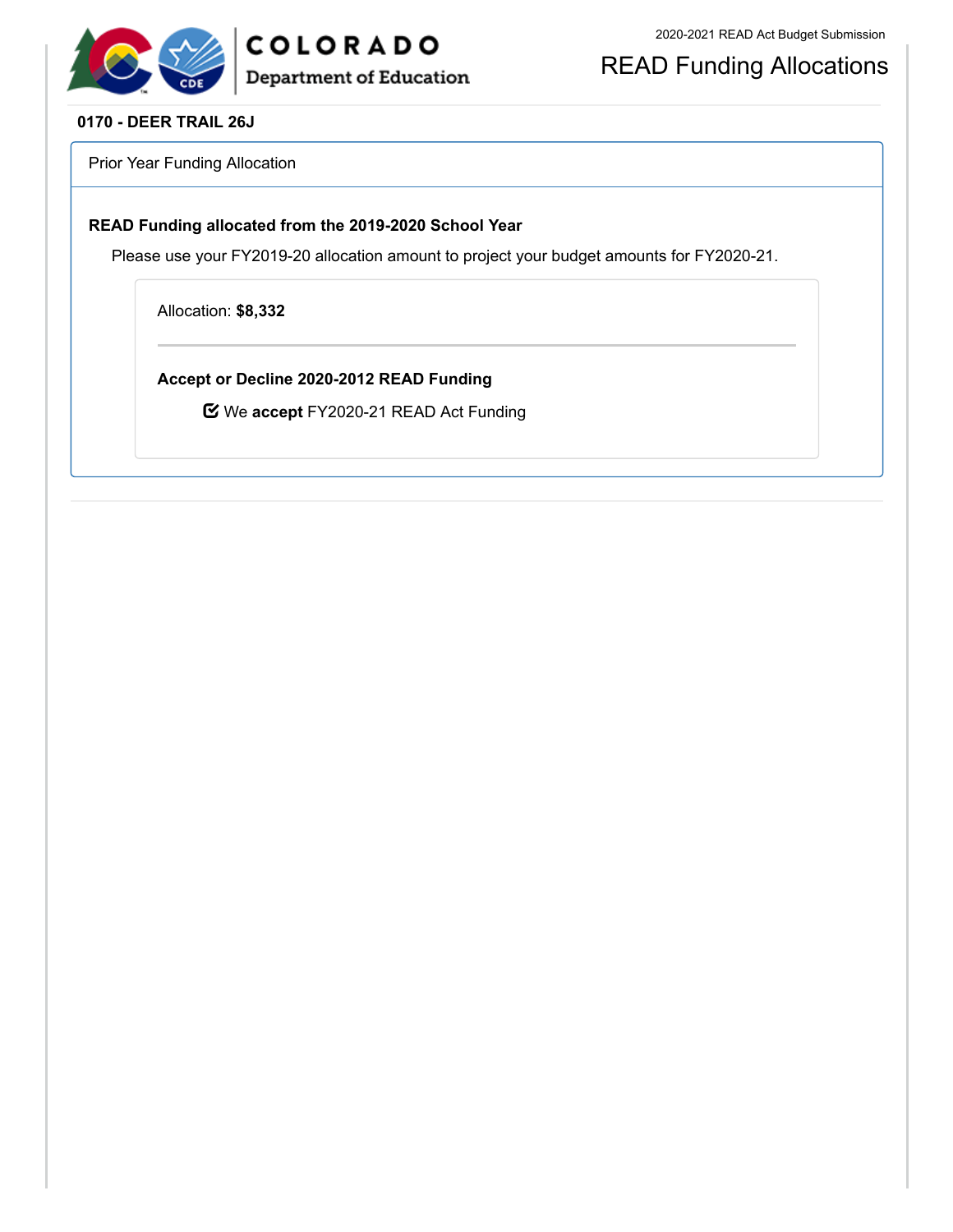COLORADO
Department of Education

2020-2021 READ Act Budget Submission

# READ Funding Allocations

**0170 - DEER TRAIL 26J**

## Prior Year Funding Allocation

**READ Funding allocated from the 2019-2020 School Year**

Please use your FY2019-20 allocation amount to project your budget amounts for FY2020-21.

Allocation: **$8,332**

---

**Accept or Decline 2020-2012 READ Funding**

☑ We **accept** FY2020-21 READ Act Funding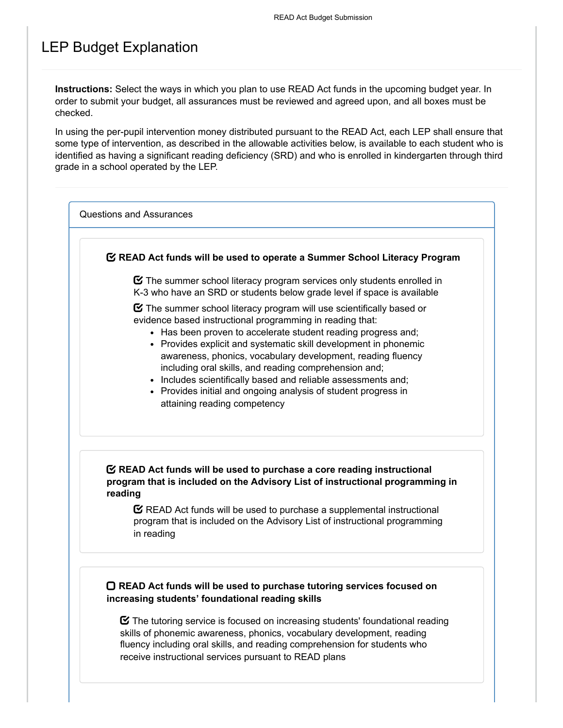# LEP Budget Explanation

**Instructions:** Select the ways in which you plan to use READ Act funds in the upcoming budget year. In order to submit your budget, all assurances must be reviewed and agreed upon, and all boxes must be checked.

In using the per-pupil intervention money distributed pursuant to the READ Act, each LEP shall ensure that some type of intervention, as described in the allowable activities below, is available to each student who is identified as having a significant reading deficiency (SRD) and who is enrolled in kindergarten through third grade in a school operated by the LEP.

## Questions and Assurances

☑ **READ Act funds will be used to operate a Summer School Literacy Program**

☑ The summer school literacy program services only students enrolled in K-3 who have an SRD or students below grade level if space is available

☑ The summer school literacy program will use scientifically based or evidence based instructional programming in reading that:

- Has been proven to accelerate student reading progress and;
- Provides explicit and systematic skill development in phonemic awareness, phonics, vocabulary development, reading fluency including oral skills, and reading comprehension and;
- Includes scientifically based and reliable assessments and;
- Provides initial and ongoing analysis of student progress in attaining reading competency

☑ **READ Act funds will be used to purchase a core reading instructional program that is included on the Advisory List of instructional programming in reading**

☑ READ Act funds will be used to purchase a supplemental instructional program that is included on the Advisory List of instructional programming in reading

☐ **READ Act funds will be used to purchase tutoring services focused on increasing students' foundational reading skills**

☑ The tutoring service is focused on increasing students' foundational reading skills of phonemic awareness, phonics, vocabulary development, reading fluency including oral skills, and reading comprehension for students who receive instructional services pursuant to READ plans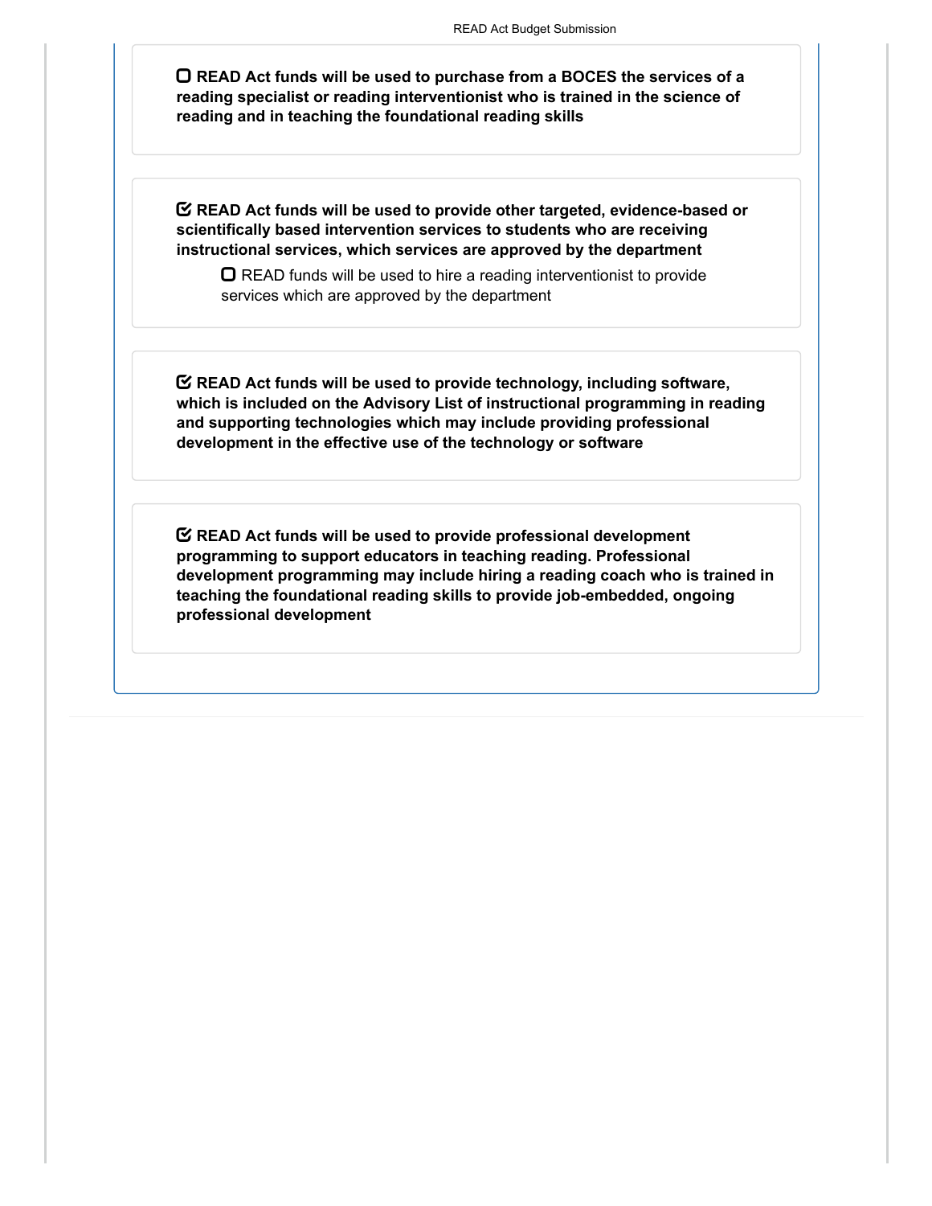- [ ] **READ Act funds will be used to purchase from a BOCES the services of a reading specialist or reading interventionist who is trained in the science of reading and in teaching the foundational reading skills**

- [x] **READ Act funds will be used to provide other targeted, evidence-based or scientifically based intervention services to students who are receiving instructional services, which services are approved by the department**
  - [ ] READ funds will be used to hire a reading interventionist to provide services which are approved by the department

- [x] **READ Act funds will be used to provide technology, including software, which is included on the Advisory List of instructional programming in reading and supporting technologies which may include providing professional development in the effective use of the technology or software**

- [x] **READ Act funds will be used to provide professional development programming to support educators in teaching reading. Professional development programming may include hiring a reading coach who is trained in teaching the foundational reading skills to provide job-embedded, ongoing professional development**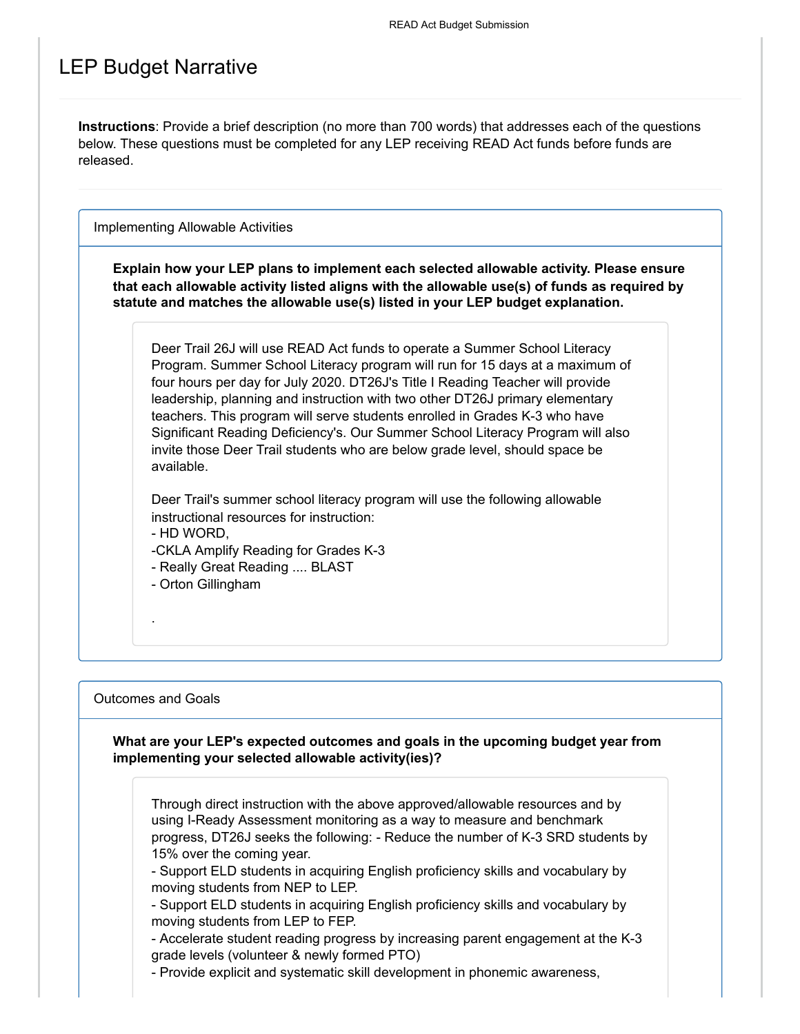# LEP Budget Narrative

**Instructions**: Provide a brief description (no more than 700 words) that addresses each of the questions below. These questions must be completed for any LEP receiving READ Act funds before funds are released.

## Implementing Allowable Activities

**Explain how your LEP plans to implement each selected allowable activity. Please ensure that each allowable activity listed aligns with the allowable use(s) of funds as required by statute and matches the allowable use(s) listed in your LEP budget explanation.**

Deer Trail 26J will use READ Act funds to operate a Summer School Literacy Program. Summer School Literacy program will run for 15 days at a maximum of four hours per day for July 2020. DT26J's Title I Reading Teacher will provide leadership, planning and instruction with two other DT26J primary elementary teachers. This program will serve students enrolled in Grades K-3 who have Significant Reading Deficiency's. Our Summer School Literacy Program will also invite those Deer Trail students who are below grade level, should space be available.

Deer Trail's summer school literacy program will use the following allowable instructional resources for instruction:
- HD WORD,
- CKLA Amplify Reading for Grades K-3
- Really Great Reading .... BLAST
- Orton Gillingham

.

## Outcomes and Goals

**What are your LEP's expected outcomes and goals in the upcoming budget year from implementing your selected allowable activity(ies)?**

Through direct instruction with the above approved/allowable resources and by using I-Ready Assessment monitoring as a way to measure and benchmark progress, DT26J seeks the following: - Reduce the number of K-3 SRD students by 15% over the coming year.
- Support ELD students in acquiring English proficiency skills and vocabulary by moving students from NEP to LEP.
- Support ELD students in acquiring English proficiency skills and vocabulary by moving students from LEP to FEP.
- Accelerate student reading progress by increasing parent engagement at the K-3 grade levels (volunteer & newly formed PTO)
- Provide explicit and systematic skill development in phonemic awareness,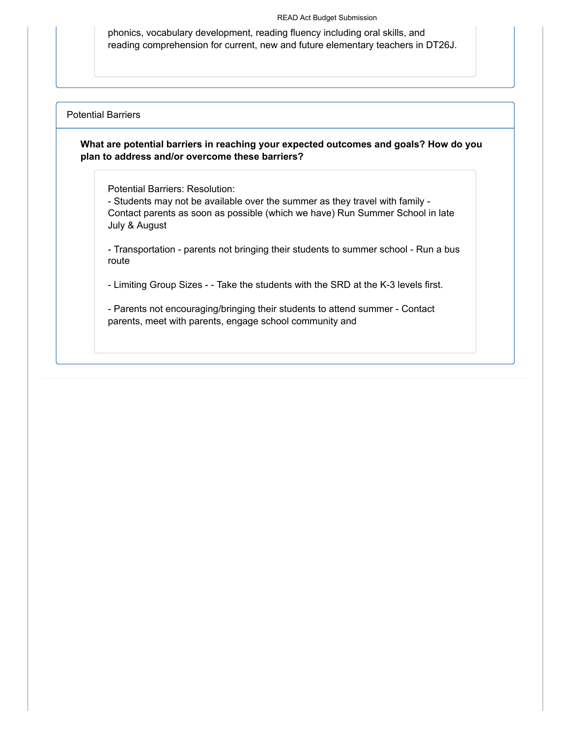phonics, vocabulary development, reading fluency including oral skills, and reading comprehension for current, new and future elementary teachers in DT26J.

## Potential Barriers

**What are potential barriers in reaching your expected outcomes and goals? How do you plan to address and/or overcome these barriers?**

Potential Barriers: Resolution:
- Students may not be available over the summer as they travel with family - Contact parents as soon as possible (which we have) Run Summer School in late July & August

- Transportation - parents not bringing their students to summer school - Run a bus route

- Limiting Group Sizes - - Take the students with the SRD at the K-3 levels first.

- Parents not encouraging/bringing their students to attend summer - Contact parents, meet with parents, engage school community and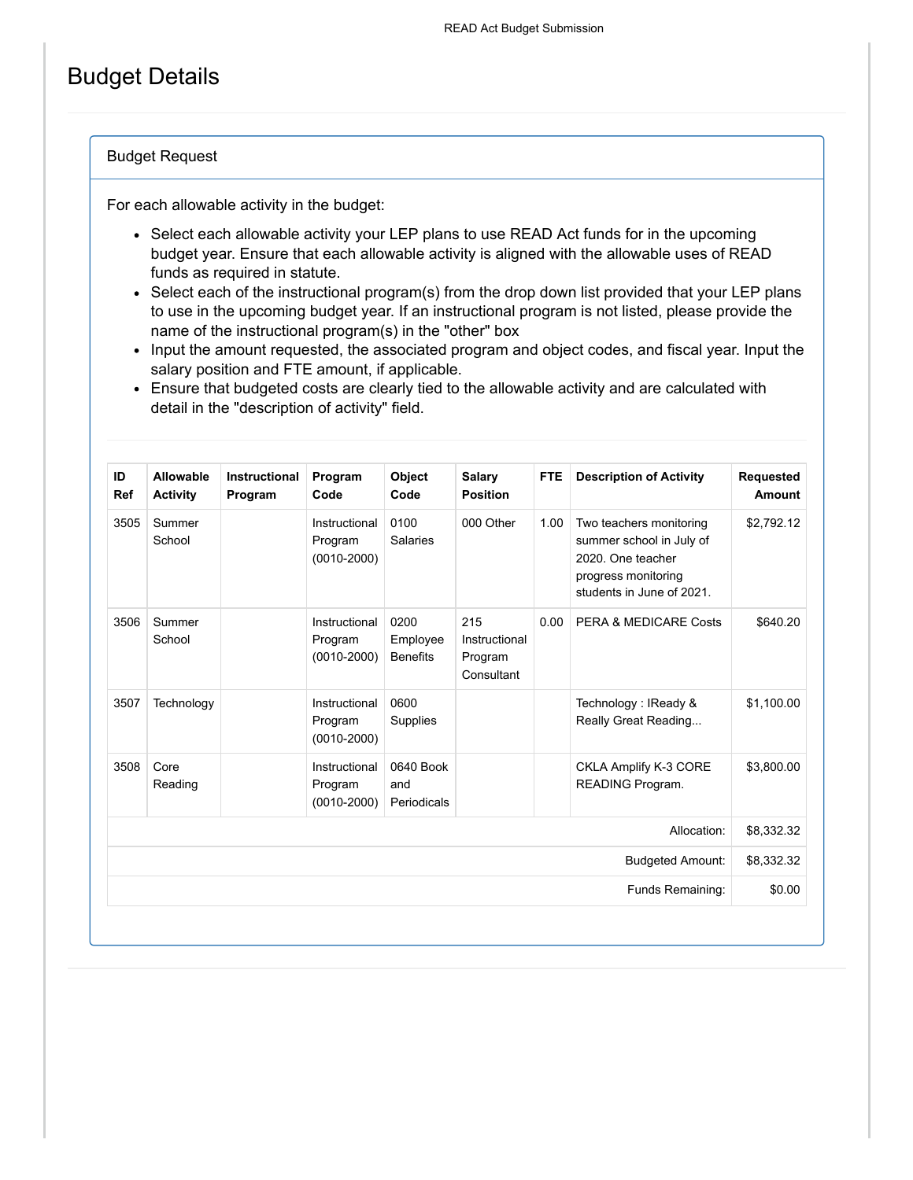# Budget Details

## Budget Request

For each allowable activity in the budget:

- Select each allowable activity your LEP plans to use READ Act funds for in the upcoming budget year. Ensure that each allowable activity is aligned with the allowable uses of READ funds as required in statute.
- Select each of the instructional program(s) from the drop down list provided that your LEP plans to use in the upcoming budget year. If an instructional program is not listed, please provide the name of the instructional program(s) in the "other" box
- Input the amount requested, the associated program and object codes, and fiscal year. Input the salary position and FTE amount, if applicable.
- Ensure that budgeted costs are clearly tied to the allowable activity and are calculated with detail in the "description of activity" field.

| ID Ref | Allowable Activity | Instructional Program | Program Code | Object Code | Salary Position | FTE | Description of Activity | Requested Amount |
|---|---|---|---|---|---|---|---|---|
| 3505 | Summer School | | Instructional Program (0010-2000) | 0100 Salaries | 000 Other | 1.00 | Two teachers monitoring summer school in July of 2020. One teacher progress monitoring students in June of 2021. | $2,792.12 |
| 3506 | Summer School | | Instructional Program (0010-2000) | 0200 Employee Benefits | 215 Instructional Program Consultant | 0.00 | PERA & MEDICARE Costs | $640.20 |
| 3507 | Technology | | Instructional Program (0010-2000) | 0600 Supplies | | | Technology : IReady & Really Great Reading... | $1,100.00 |
| 3508 | Core Reading | | Instructional Program (0010-2000) | 0640 Book and Periodicals | | | CKLA Amplify K-3 CORE READING Program. | $3,800.00 |
| | | | | | | | Allocation: | $8,332.32 |
| | | | | | | | Budgeted Amount: | $8,332.32 |
| | | | | | | | Funds Remaining: | $0.00 |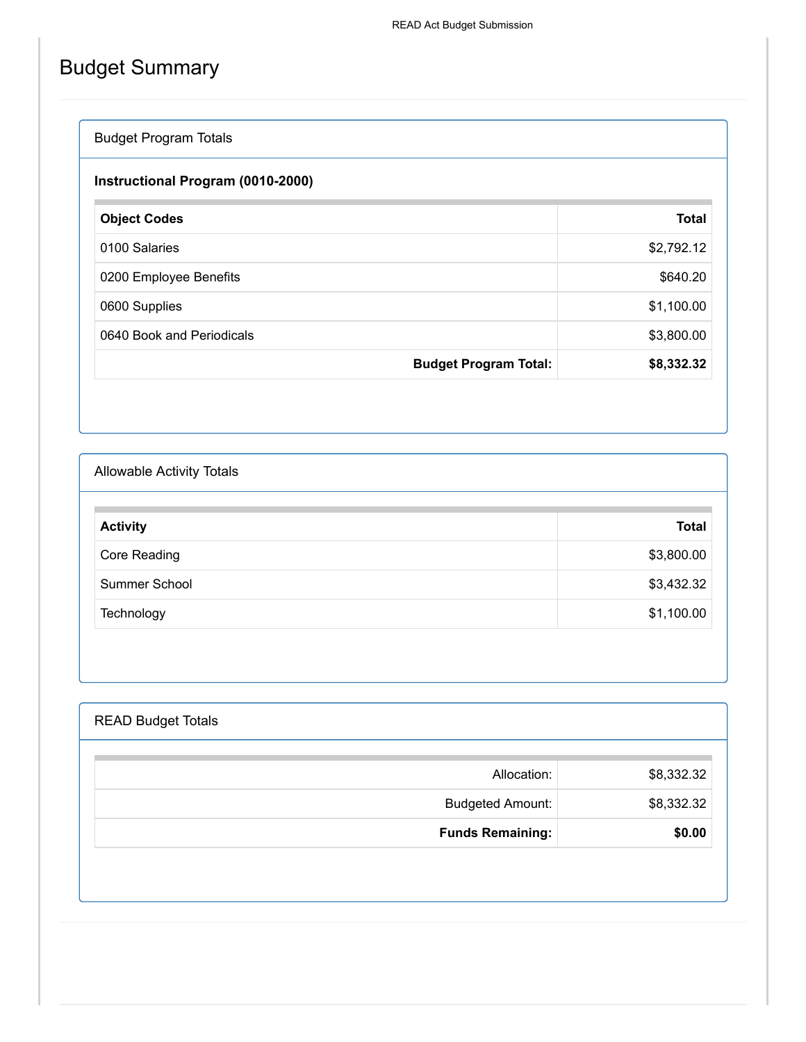# Budget Summary

## Budget Program Totals

**Instructional Program (0010-2000)**

| Object Codes | Total |
| --- | --- |
| 0100 Salaries | $2,792.12 |
| 0200 Employee Benefits | $640.20 |
| 0600 Supplies | $1,100.00 |
| 0640 Book and Periodicals | $3,800.00 |
| **Budget Program Total:** | **$8,332.32** |

## Allowable Activity Totals

| Activity | Total |
| --- | --- |
| Core Reading | $3,800.00 |
| Summer School | $3,432.32 |
| Technology | $1,100.00 |

## READ Budget Totals

| | |
| --- | --- |
| Allocation: | $8,332.32 |
| Budgeted Amount: | $8,332.32 |
| **Funds Remaining:** | **$0.00** |